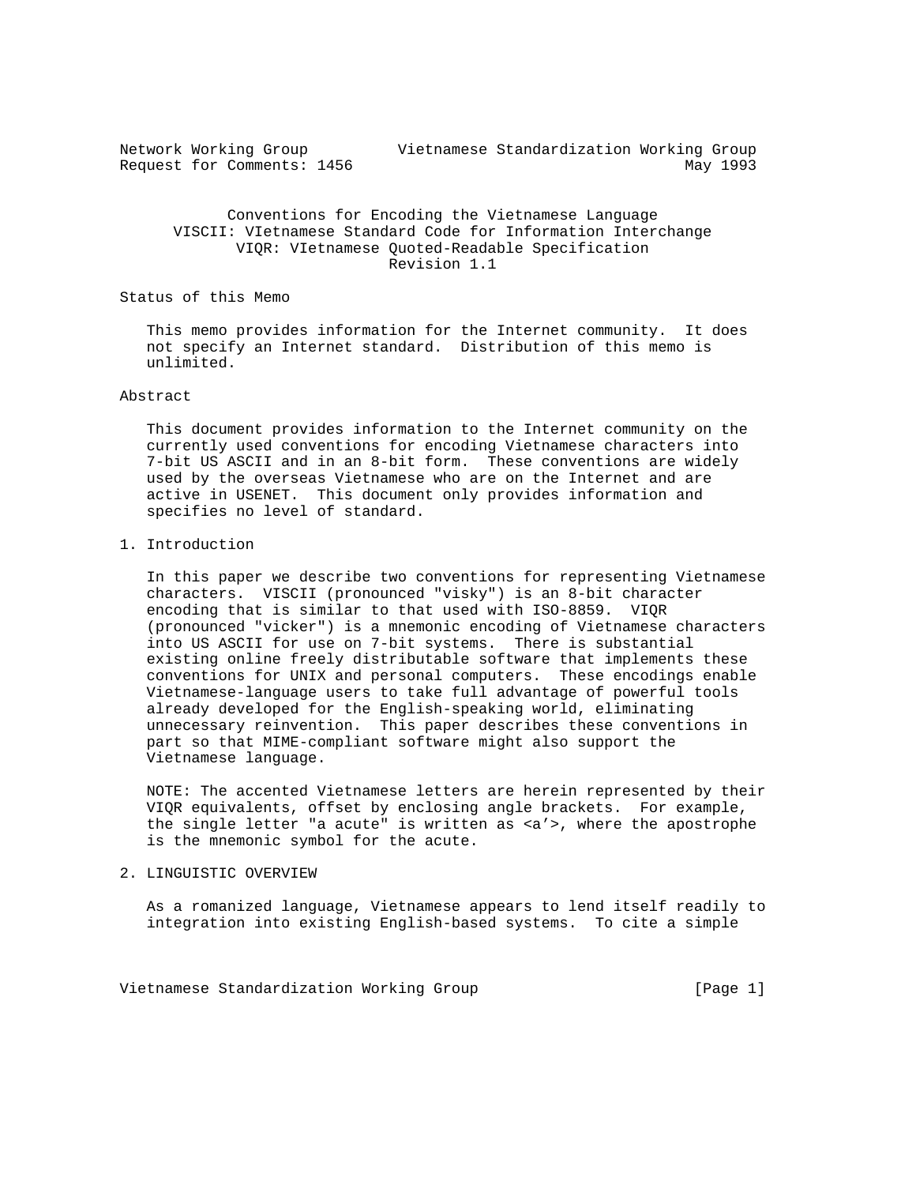Network Working Group Vietnamese Standardization Working Group
Request for Comments: 1456 May 1993

# Conventions for Encoding the Vietnamese Language
## VISCII: VIetnamese Standard Code for Information Interchange
## VIQR: VIetnamese Quoted-Readable Specification
## Revision 1.1

## Status of this Memo

This memo provides information for the Internet community. It does not specify an Internet standard. Distribution of this memo is unlimited.

## Abstract

This document provides information to the Internet community on the currently used conventions for encoding Vietnamese characters into 7-bit US ASCII and in an 8-bit form. These conventions are widely used by the overseas Vietnamese who are on the Internet and are active in USENET. This document only provides information and specifies no level of standard.

## 1. Introduction

In this paper we describe two conventions for representing Vietnamese characters. VISCII (pronounced "visky") is an 8-bit character encoding that is similar to that used with ISO-8859. VIQR (pronounced "vicker") is a mnemonic encoding of Vietnamese characters into US ASCII for use on 7-bit systems. There is substantial existing online freely distributable software that implements these conventions for UNIX and personal computers. These encodings enable Vietnamese-language users to take full advantage of powerful tools already developed for the English-speaking world, eliminating unnecessary reinvention. This paper describes these conventions in part so that MIME-compliant software might also support the Vietnamese language.

NOTE: The accented Vietnamese letters are herein represented by their VIQR equivalents, offset by enclosing angle brackets. For example, the single letter "a acute" is written as <a'>, where the apostrophe is the mnemonic symbol for the acute.

## 2. LINGUISTIC OVERVIEW

As a romanized language, Vietnamese appears to lend itself readily to integration into existing English-based systems. To cite a simple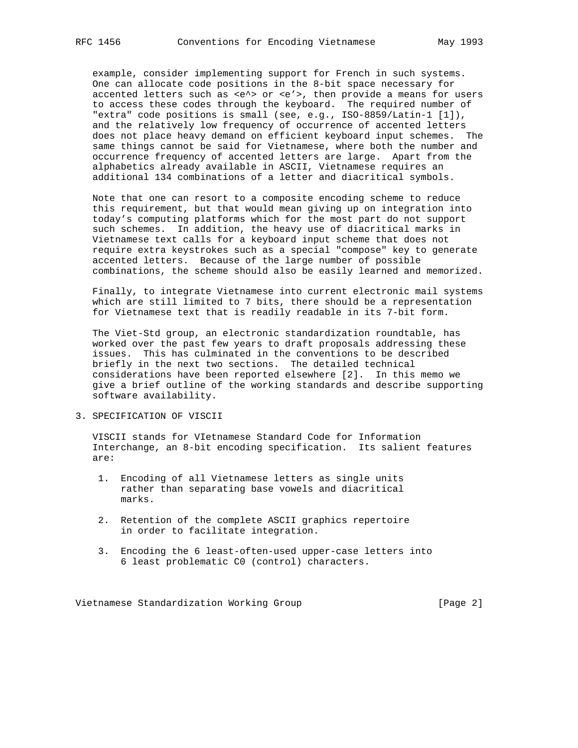example, consider implementing support for French in such systems. One can allocate code positions in the 8-bit space necessary for accented letters such as <e^> or <e'>, then provide a means for users to access these codes through the keyboard. The required number of "extra" code positions is small (see, e.g., ISO-8859/Latin-1 [1]), and the relatively low frequency of occurrence of accented letters does not place heavy demand on efficient keyboard input schemes. The same things cannot be said for Vietnamese, where both the number and occurrence frequency of accented letters are large. Apart from the alphabetics already available in ASCII, Vietnamese requires an additional 134 combinations of a letter and diacritical symbols.

Note that one can resort to a composite encoding scheme to reduce this requirement, but that would mean giving up on integration into today's computing platforms which for the most part do not support such schemes. In addition, the heavy use of diacritical marks in Vietnamese text calls for a keyboard input scheme that does not require extra keystrokes such as a special "compose" key to generate accented letters. Because of the large number of possible combinations, the scheme should also be easily learned and memorized.

Finally, to integrate Vietnamese into current electronic mail systems which are still limited to 7 bits, there should be a representation for Vietnamese text that is readily readable in its 7-bit form.

The Viet-Std group, an electronic standardization roundtable, has worked over the past few years to draft proposals addressing these issues. This has culminated in the conventions to be described briefly in the next two sections. The detailed technical considerations have been reported elsewhere [2]. In this memo we give a brief outline of the working standards and describe supporting software availability.

## 3. SPECIFICATION OF VISCII

VISCII stands for VIetnamese Standard Code for Information Interchange, an 8-bit encoding specification. Its salient features are:

1. Encoding of all Vietnamese letters as single units rather than separating base vowels and diacritical marks.

2. Retention of the complete ASCII graphics repertoire in order to facilitate integration.

3. Encoding the 6 least-often-used upper-case letters into 6 least problematic C0 (control) characters.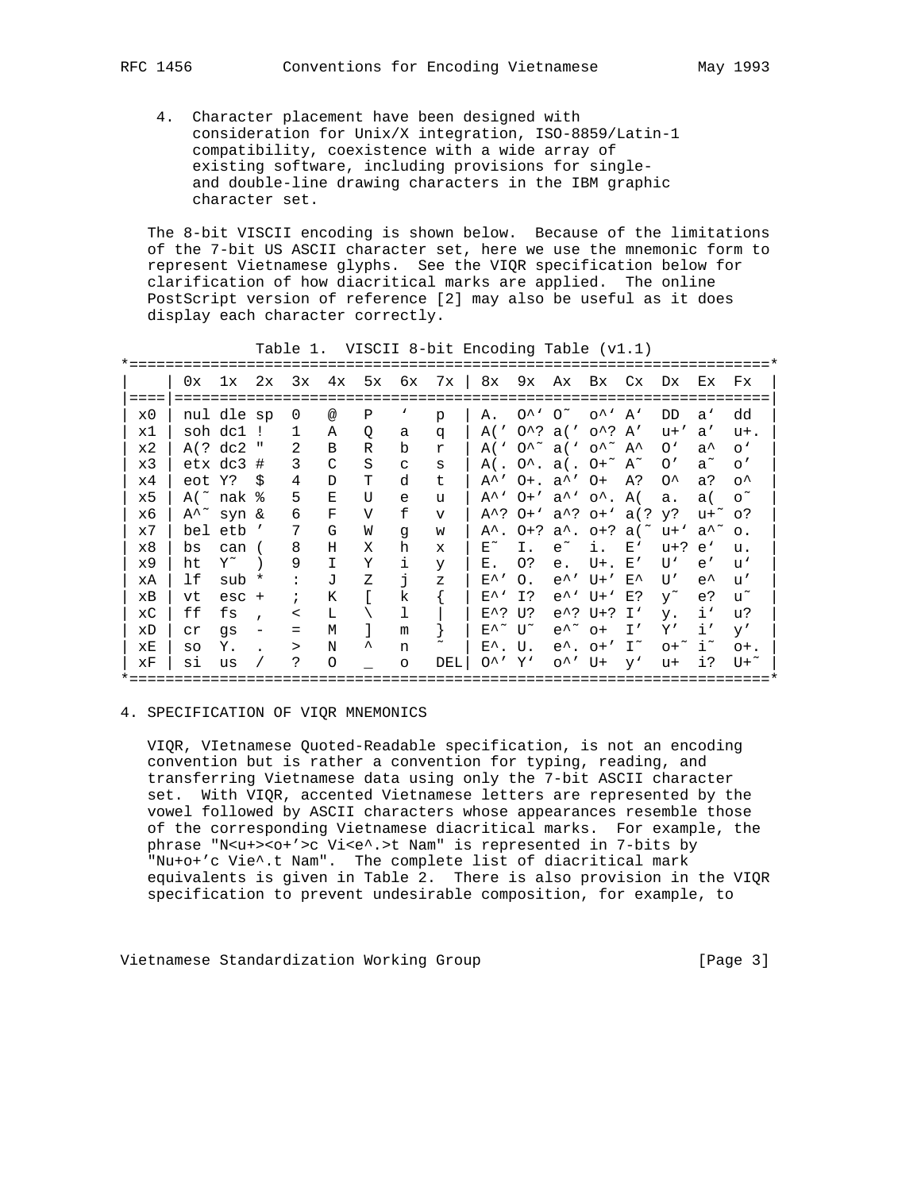4. Character placement have been designed with consideration for Unix/X integration, ISO-8859/Latin-1 compatibility, coexistence with a wide array of existing software, including provisions for single- and double-line drawing characters in the IBM graphic character set.

The 8-bit VISCII encoding is shown below. Because of the limitations of the 7-bit US ASCII character set, here we use the mnemonic form to represent Vietnamese glyphs. See the VIQR specification below for clarification of how diacritical marks are applied. The online PostScript version of reference [2] may also be useful as it does display each character correctly.

Table 1. VISCII 8-bit Encoding Table (v1.1)

| | 0x | 1x | 2x | 3x | 4x | 5x | 6x | 7x | 8x | 9x | Ax | Bx | Cx | Dx | Ex | Fx |
|---|---|---|---|---|---|---|---|---|---|---|---|---|---|---|---|---|
| x0 | nul | dle | sp | 0 | @ | P | ‘ | p | A. | O^‘ | O˜ | o^‘ | A‘ | DD | a‘ | dd |
| x1 | soh | dc1 | ! | 1 | A | Q | a | q | A(’ | O^? | a(’ | o^? | A’ | u+’ | a’ | u+. |
| x2 | A(? | dc2 | " | 2 | B | R | b | r | A(‘ | O^˜ | a(‘ | o^˜ | A^ | O‘ | a^ | o‘ |
| x3 | etx | dc3 | # | 3 | C | S | c | s | A(. | O^. | a(. | O+˜ | A˜ | O’ | a˜ | o’ |
| x4 | eot | Y? | $ | 4 | D | T | d | t | A^’ | O+. | a^’ | O+ | A? | O^ | a? | o^ |
| x5 | A(˜ | nak | % | 5 | E | U | e | u | A^‘ | O+’ | a^‘ | o^. | A( | a. | a( | o˜ |
| x6 | A^˜ | syn | & | 6 | F | V | f | v | A^? | O+‘ | a^? | o+‘ | a(? | y? | u+˜ | o? |
| x7 | bel | etb | ’ | 7 | G | W | g | w | A^. | O+? | a^. | o+? | a(˜ | u+‘ | a^˜ | o. |
| x8 | bs | can | ( | 8 | H | X | h | x | E˜ | I. | e˜ | i. | E‘ | u+? | e‘ | u. |
| x9 | ht | Y˜ | ) | 9 | I | Y | i | y | E. | O? | e. | U+. | E’ | U‘ | e’ | u‘ |
| xA | lf | sub | * | : | J | Z | j | z | E^’ | O. | e^’ | U+’ | E^ | U’ | e^ | u’ |
| xB | vt | esc | + | ; | K | [ | k | { | E^‘ | I? | e^‘ | U+‘ | E? | y˜ | e? | u˜ |
| xC | ff | fs | , | < | L | \ | l | \| | E^? | U? | e^? | U+? | I‘ | y. | i‘ | u? |
| xD | cr | gs | - | = | M | ] | m | } | E^˜ | U˜ | e^˜ | o+ | I’ | Y’ | i’ | y’ |
| xE | so | Y. | . | > | N | ^ | n | ˜ | E^. | U. | e^. | o+’ | I˜ | o+˜ | i˜ | o+. |
| xF | si | us | / | ? | O | _ | o | DEL | O^’ | Y‘ | o^’ | U+ | y‘ | u+ | i? | U+˜ |

## 4. SPECIFICATION OF VIQR MNEMONICS

VIQR, VIetnamese Quoted-Readable specification, is not an encoding convention but is rather a convention for typing, reading, and transferring Vietnamese data using only the 7-bit ASCII character set. With VIQR, accented Vietnamese letters are represented by the vowel followed by ASCII characters whose appearances resemble those of the corresponding Vietnamese diacritical marks. For example, the phrase "N<u+><o+’>c Vi<e^.>t Nam" is represented in 7-bits by "Nu+o+’c Vie^.t Nam". The complete list of diacritical mark equivalents is given in Table 2. There is also provision in the VIQR specification to prevent undesirable composition, for example, to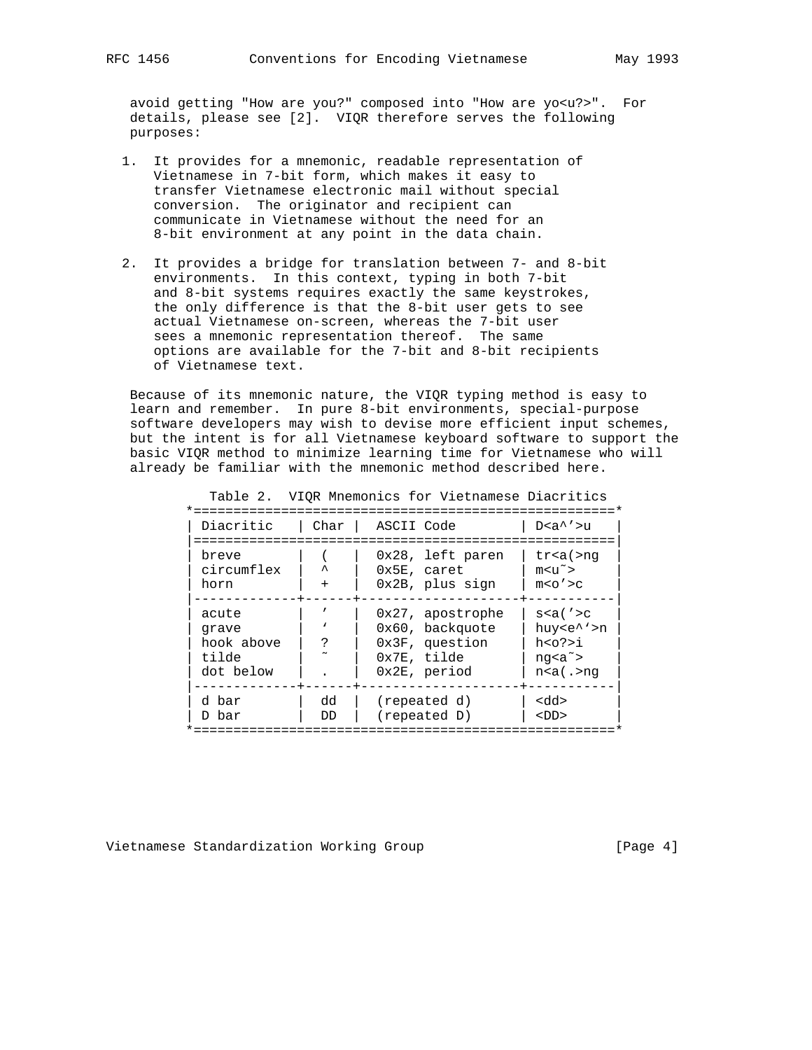avoid getting "How are you?" composed into "How are yo<u?>". For details, please see [2]. VIQR therefore serves the following purposes:

1. It provides for a mnemonic, readable representation of Vietnamese in 7-bit form, which makes it easy to transfer Vietnamese electronic mail without special conversion. The originator and recipient can communicate in Vietnamese without the need for an 8-bit environment at any point in the data chain.

2. It provides a bridge for translation between 7- and 8-bit environments. In this context, typing in both 7-bit and 8-bit systems requires exactly the same keystrokes, the only difference is that the 8-bit user gets to see actual Vietnamese on-screen, whereas the 7-bit user sees a mnemonic representation thereof. The same options are available for the 7-bit and 8-bit recipients of Vietnamese text.

Because of its mnemonic nature, the VIQR typing method is easy to learn and remember. In pure 8-bit environments, special-purpose software developers may wish to devise more efficient input schemes, but the intent is for all Vietnamese keyboard software to support the basic VIQR method to minimize learning time for Vietnamese who will already be familiar with the mnemonic method described here.

Table 2. VIQR Mnemonics for Vietnamese Diacritics

| Diacritic | Char | ASCII Code | D<a^'>u |
|---|---|---|---|
| breve | ( | 0x28, left paren | tr<a(>ng |
| circumflex | ^ | 0x5E, caret | m<u~> |
| horn | + | 0x2B, plus sign | m<o'>c |
| acute | ' | 0x27, apostrophe | s<a('>c |
| grave | ` | 0x60, backquote | huy<e^`>n |
| hook above | ? | 0x3F, question | h<o?>i |
| tilde | ~ | 0x7E, tilde | ng<a~> |
| dot below | . | 0x2E, period | n<a(.>ng |
| d bar | dd | (repeated d) | <dd> |
| D bar | DD | (repeated D) | <DD> |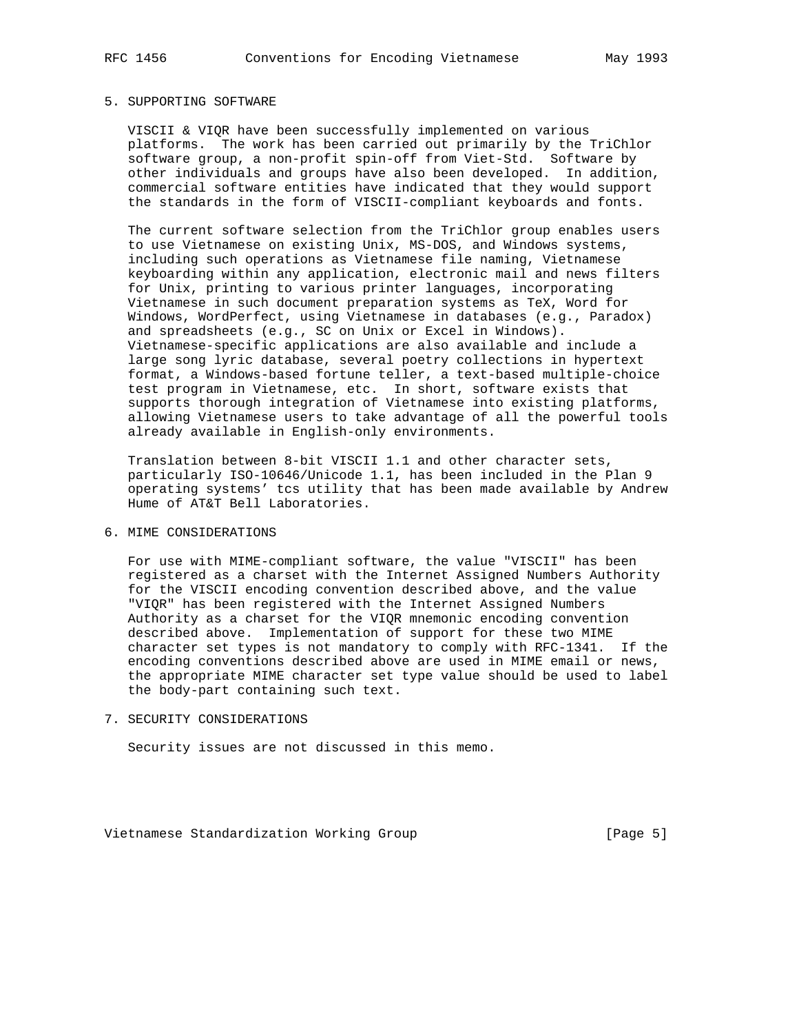## 5. SUPPORTING SOFTWARE

VISCII & VIQR have been successfully implemented on various platforms. The work has been carried out primarily by the TriChlor software group, a non-profit spin-off from Viet-Std. Software by other individuals and groups have also been developed. In addition, commercial software entities have indicated that they would support the standards in the form of VISCII-compliant keyboards and fonts.

The current software selection from the TriChlor group enables users to use Vietnamese on existing Unix, MS-DOS, and Windows systems, including such operations as Vietnamese file naming, Vietnamese keyboarding within any application, electronic mail and news filters for Unix, printing to various printer languages, incorporating Vietnamese in such document preparation systems as TeX, Word for Windows, WordPerfect, using Vietnamese in databases (e.g., Paradox) and spreadsheets (e.g., SC on Unix or Excel in Windows). Vietnamese-specific applications are also available and include a large song lyric database, several poetry collections in hypertext format, a Windows-based fortune teller, a text-based multiple-choice test program in Vietnamese, etc. In short, software exists that supports thorough integration of Vietnamese into existing platforms, allowing Vietnamese users to take advantage of all the powerful tools already available in English-only environments.

Translation between 8-bit VISCII 1.1 and other character sets, particularly ISO-10646/Unicode 1.1, has been included in the Plan 9 operating systems' tcs utility that has been made available by Andrew Hume of AT&T Bell Laboratories.

## 6. MIME CONSIDERATIONS

For use with MIME-compliant software, the value "VISCII" has been registered as a charset with the Internet Assigned Numbers Authority for the VISCII encoding convention described above, and the value "VIQR" has been registered with the Internet Assigned Numbers Authority as a charset for the VIQR mnemonic encoding convention described above. Implementation of support for these two MIME character set types is not mandatory to comply with RFC-1341. If the encoding conventions described above are used in MIME email or news, the appropriate MIME character set type value should be used to label the body-part containing such text.

## 7. SECURITY CONSIDERATIONS

Security issues are not discussed in this memo.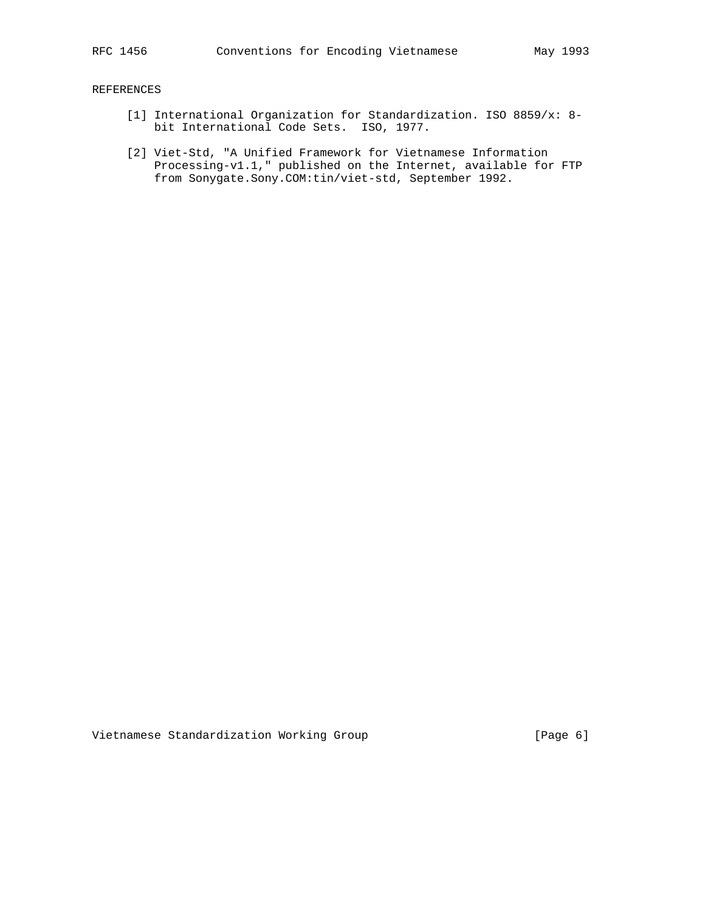## REFERENCES

[1] International Organization for Standardization. ISO 8859/x: 8-bit International Code Sets. ISO, 1977.

[2] Viet-Std, "A Unified Framework for Vietnamese Information Processing-v1.1," published on the Internet, available for FTP from Sonygate.Sony.COM:tin/viet-std, September 1992.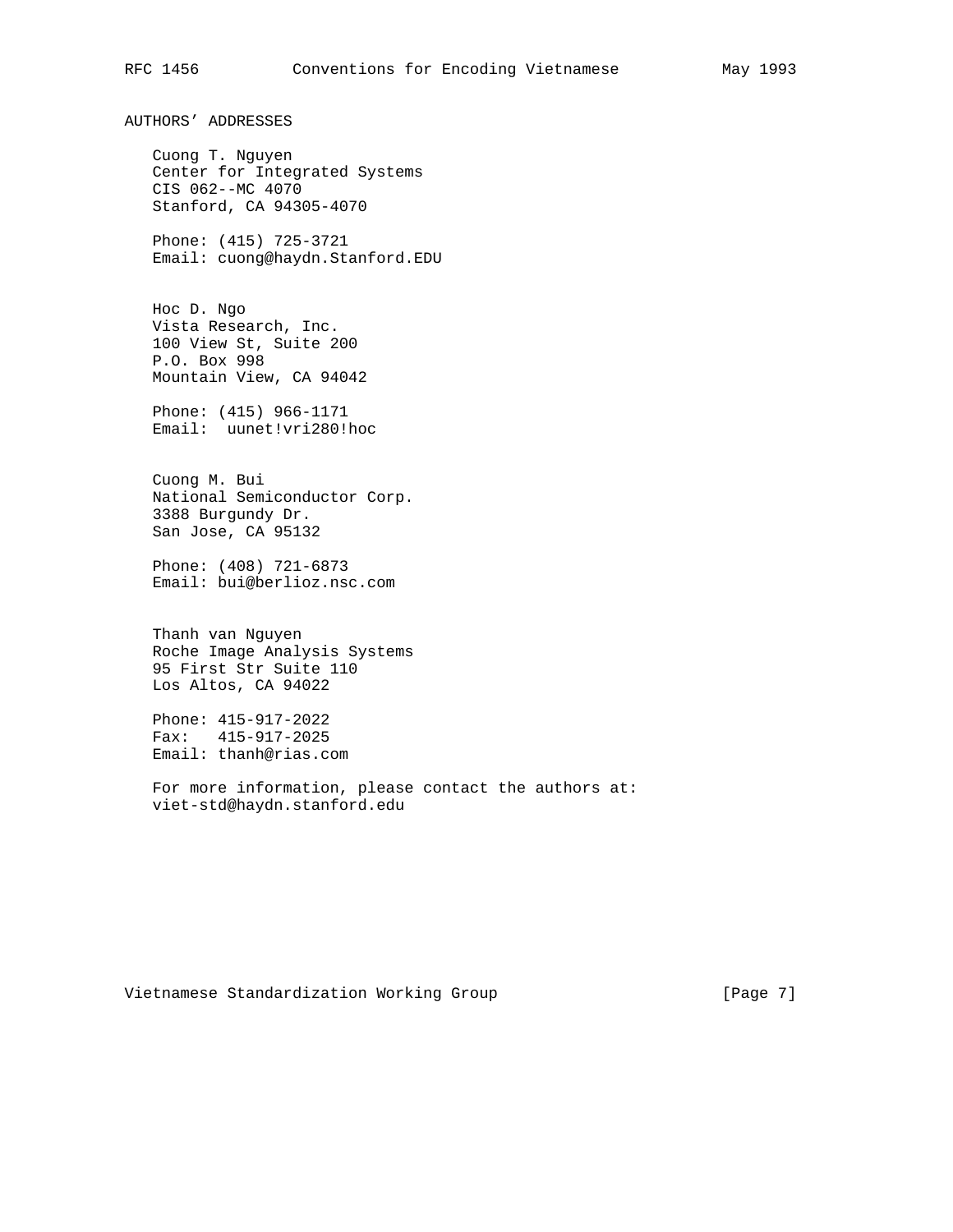## AUTHORS' ADDRESSES

Cuong T. Nguyen
Center for Integrated Systems
CIS 062--MC 4070
Stanford, CA 94305-4070

Phone: (415) 725-3721
Email: cuong@haydn.Stanford.EDU

Hoc D. Ngo
Vista Research, Inc.
100 View St, Suite 200
P.O. Box 998
Mountain View, CA 94042

Phone: (415) 966-1171
Email: uunet!vri280!hoc

Cuong M. Bui
National Semiconductor Corp.
3388 Burgundy Dr.
San Jose, CA 95132

Phone: (408) 721-6873
Email: bui@berlioz.nsc.com

Thanh van Nguyen
Roche Image Analysis Systems
95 First Str Suite 110
Los Altos, CA 94022

Phone: 415-917-2022
Fax: 415-917-2025
Email: thanh@rias.com

For more information, please contact the authors at:
viet-std@haydn.stanford.edu